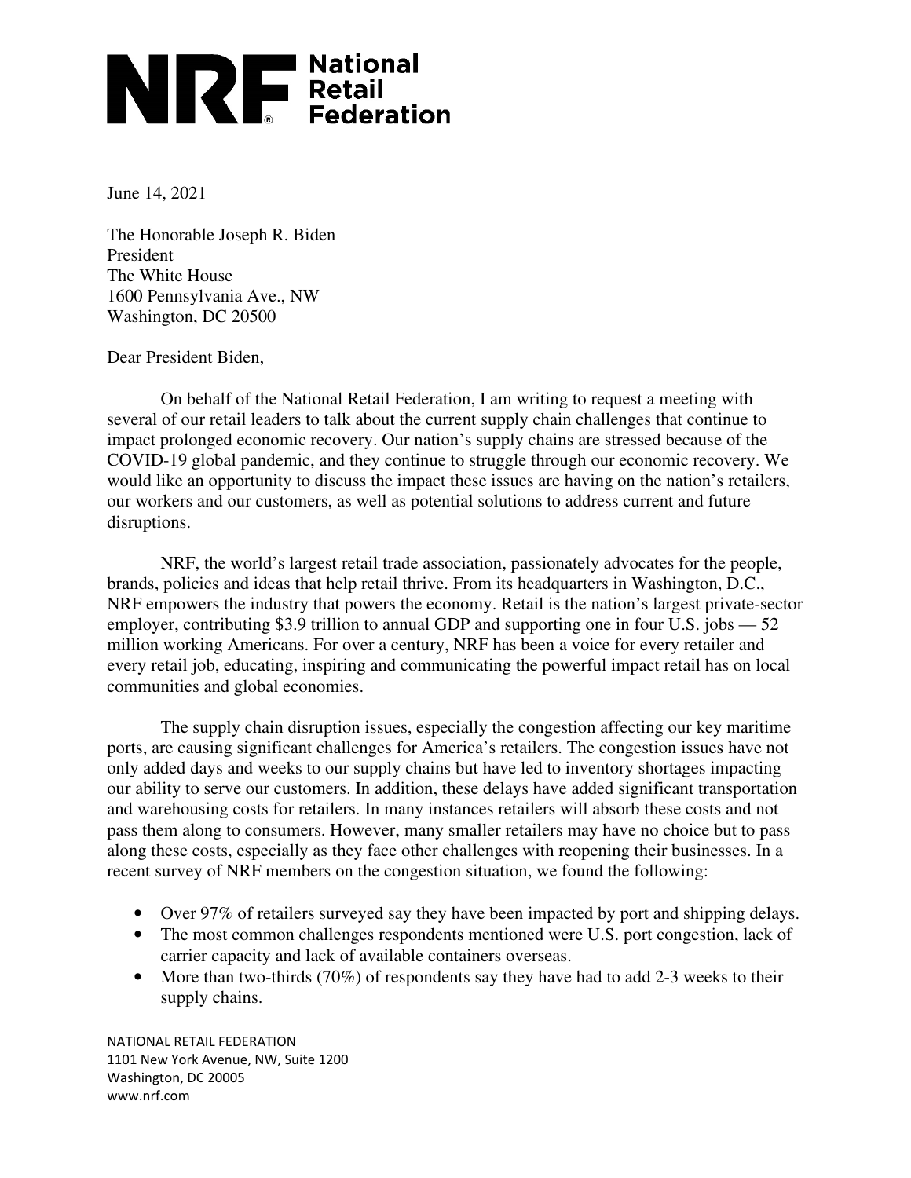# NRF National Retail Federation

June 14, 2021

The Honorable Joseph R. Biden
President
The White House
1600 Pennsylvania Ave., NW
Washington, DC 20500

Dear President Biden,

On behalf of the National Retail Federation, I am writing to request a meeting with several of our retail leaders to talk about the current supply chain challenges that continue to impact prolonged economic recovery. Our nation's supply chains are stressed because of the COVID-19 global pandemic, and they continue to struggle through our economic recovery. We would like an opportunity to discuss the impact these issues are having on the nation's retailers, our workers and our customers, as well as potential solutions to address current and future disruptions.

NRF, the world's largest retail trade association, passionately advocates for the people, brands, policies and ideas that help retail thrive. From its headquarters in Washington, D.C., NRF empowers the industry that powers the economy. Retail is the nation's largest private-sector employer, contributing $3.9 trillion to annual GDP and supporting one in four U.S. jobs — 52 million working Americans. For over a century, NRF has been a voice for every retailer and every retail job, educating, inspiring and communicating the powerful impact retail has on local communities and global economies.

The supply chain disruption issues, especially the congestion affecting our key maritime ports, are causing significant challenges for America's retailers. The congestion issues have not only added days and weeks to our supply chains but have led to inventory shortages impacting our ability to serve our customers. In addition, these delays have added significant transportation and warehousing costs for retailers. In many instances retailers will absorb these costs and not pass them along to consumers. However, many smaller retailers may have no choice but to pass along these costs, especially as they face other challenges with reopening their businesses. In a recent survey of NRF members on the congestion situation, we found the following:

- Over 97% of retailers surveyed say they have been impacted by port and shipping delays.
- The most common challenges respondents mentioned were U.S. port congestion, lack of carrier capacity and lack of available containers overseas.
- More than two-thirds (70%) of respondents say they have had to add 2-3 weeks to their supply chains.

NATIONAL RETAIL FEDERATION
1101 New York Avenue, NW, Suite 1200
Washington, DC 20005
www.nrf.com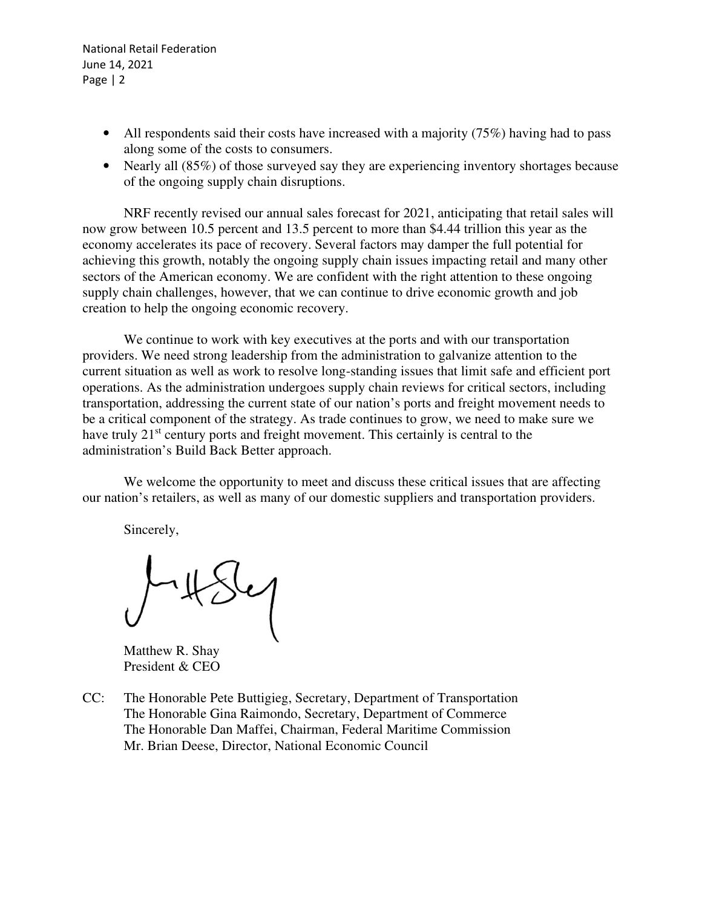- All respondents said their costs have increased with a majority (75%) having had to pass along some of the costs to consumers.
- Nearly all (85%) of those surveyed say they are experiencing inventory shortages because of the ongoing supply chain disruptions.

NRF recently revised our annual sales forecast for 2021, anticipating that retail sales will now grow between 10.5 percent and 13.5 percent to more than $4.44 trillion this year as the economy accelerates its pace of recovery. Several factors may damper the full potential for achieving this growth, notably the ongoing supply chain issues impacting retail and many other sectors of the American economy. We are confident with the right attention to these ongoing supply chain challenges, however, that we can continue to drive economic growth and job creation to help the ongoing economic recovery.

We continue to work with key executives at the ports and with our transportation providers. We need strong leadership from the administration to galvanize attention to the current situation as well as work to resolve long-standing issues that limit safe and efficient port operations. As the administration undergoes supply chain reviews for critical sectors, including transportation, addressing the current state of our nation's ports and freight movement needs to be a critical component of the strategy. As trade continues to grow, we need to make sure we have truly 21st century ports and freight movement. This certainly is central to the administration's Build Back Better approach.

We welcome the opportunity to meet and discuss these critical issues that are affecting our nation's retailers, as well as many of our domestic suppliers and transportation providers.

Sincerely,

Matthew R. Shay
President & CEO

CC: The Honorable Pete Buttigieg, Secretary, Department of Transportation
The Honorable Gina Raimondo, Secretary, Department of Commerce
The Honorable Dan Maffei, Chairman, Federal Maritime Commission
Mr. Brian Deese, Director, National Economic Council